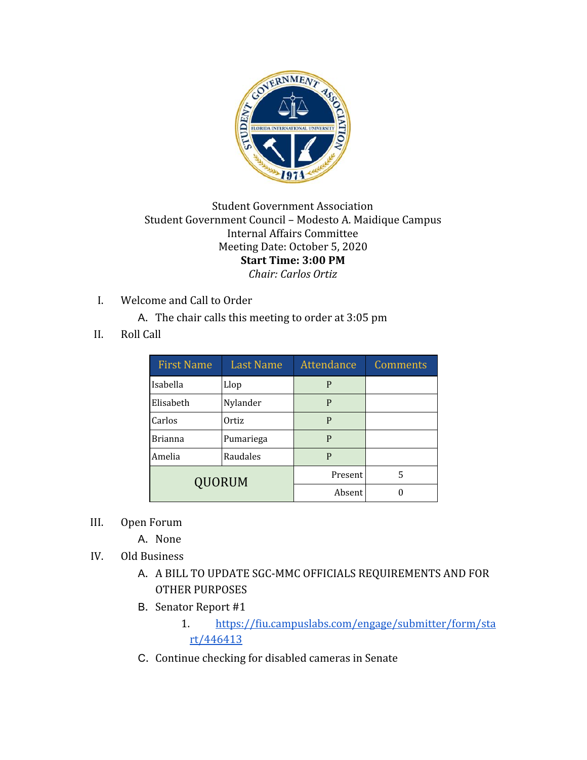Student Government Association
Student Government Council – Modesto A. Maidique Campus
Internal Affairs Committee
Meeting Date: October 5, 2020
**Start Time: 3:00 PM**
*Chair: Carlos Ortiz*

I. Welcome and Call to Order
   A. The chair calls this meeting to order at 3:05 pm

II. Roll Call

| First Name | Last Name | Attendance | Comments |
|---|---|---|---|
| Isabella | Llop | P | |
| Elisabeth | Nylander | P | |
| Carlos | Ortiz | P | |
| Brianna | Pumariega | P | |
| Amelia | Raudales | P | |
| QUORUM | | Present | 5 |
| | | Absent | 0 |

III. Open Forum
   A. None

IV. Old Business
   A. A BILL TO UPDATE SGC-MMC OFFICIALS REQUIREMENTS AND FOR OTHER PURPOSES
   B. Senator Report #1
      1. https://fiu.campuslabs.com/engage/submitter/form/start/446413
   C. Continue checking for disabled cameras in Senate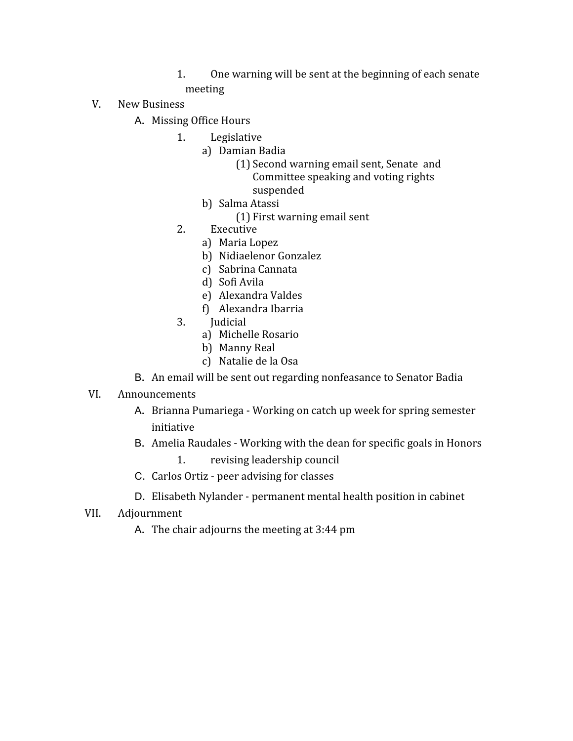1. One warning will be sent at the beginning of each senate meeting

V. New Business
   A. Missing Office Hours
      1. Legislative
         a) Damian Badia
            (1) Second warning email sent, Senate and Committee speaking and voting rights suspended
         b) Salma Atassi
            (1) First warning email sent
      2. Executive
         a) Maria Lopez
         b) Nidiaelenor Gonzalez
         c) Sabrina Cannata
         d) Sofi Avila
         e) Alexandra Valdes
         f) Alexandra Ibarria
      3. Judicial
         a) Michelle Rosario
         b) Manny Real
         c) Natalie de la Osa
   B. An email will be sent out regarding nonfeasance to Senator Badia

VI. Announcements
   A. Brianna Pumariega - Working on catch up week for spring semester initiative
   B. Amelia Raudales - Working with the dean for specific goals in Honors
      1. revising leadership council
   C. Carlos Ortiz - peer advising for classes
   D. Elisabeth Nylander - permanent mental health position in cabinet

VII. Adjournment
   A. The chair adjourns the meeting at 3:44 pm